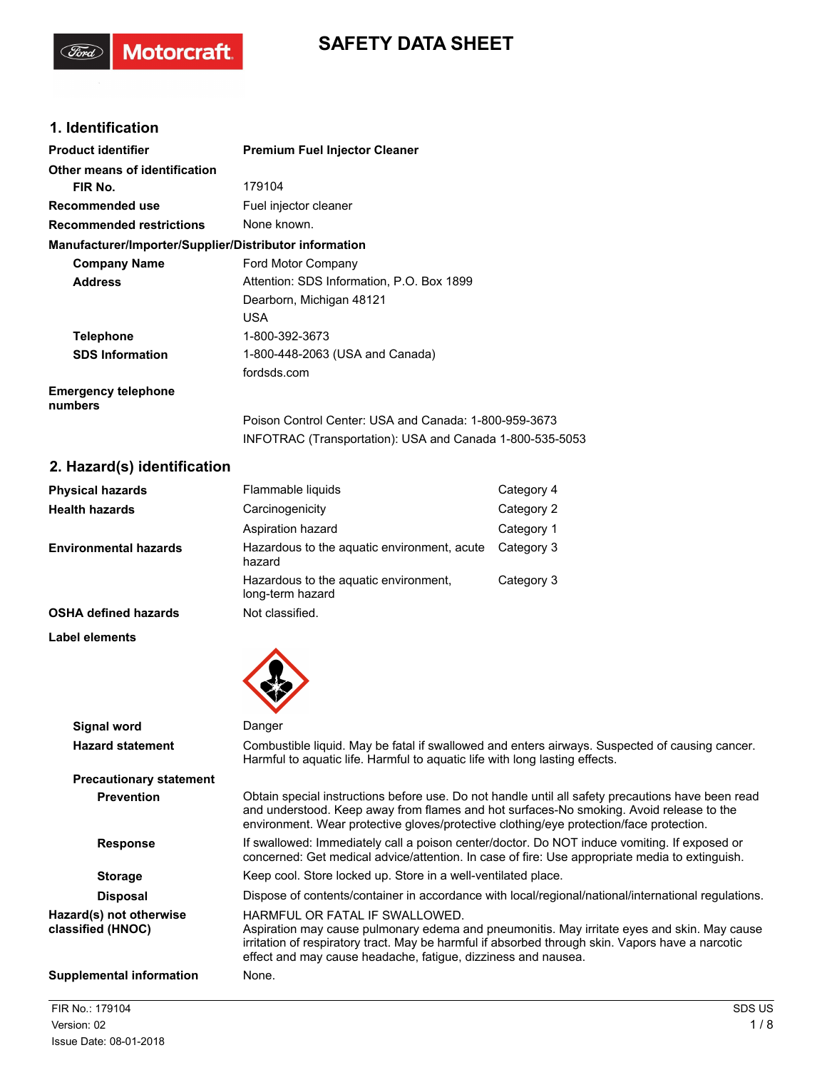# SAFETY DATA SHEET

## 1. Identification

| | |
|---|---|
| **Product identifier** | **Premium Fuel Injector Cleaner** |
| **Other means of identification** | |
| **FIR No.** | 179104 |
| **Recommended use** | Fuel injector cleaner |
| **Recommended restrictions** | None known. |

**Manufacturer/Importer/Supplier/Distributor information**

| | |
|---|---|
| **Company Name** | Ford Motor Company |
| **Address** | Attention: SDS Information, P.O. Box 1899<br>Dearborn, Michigan 48121<br>USA |
| **Telephone** | 1-800-392-3673 |
| **SDS Information** | 1-800-448-2063 (USA and Canada)<br>fordsds.com |
| **Emergency telephone numbers** | Poison Control Center: USA and Canada: 1-800-959-3673<br>INFOTRAC (Transportation): USA and Canada 1-800-535-5053 |

## 2. Hazard(s) identification

| | | |
|---|---|---|
| **Physical hazards** | Flammable liquids | Category 4 |
| **Health hazards** | Carcinogenicity | Category 2 |
| | Aspiration hazard | Category 1 |
| **Environmental hazards** | Hazardous to the aquatic environment, acute hazard | Category 3 |
| | Hazardous to the aquatic environment, long-term hazard | Category 3 |
| **OSHA defined hazards** | Not classified. | |

**Label elements**

| | |
|---|---|
| **Signal word** | Danger |
| **Hazard statement** | Combustible liquid. May be fatal if swallowed and enters airways. Suspected of causing cancer. Harmful to aquatic life. Harmful to aquatic life with long lasting effects. |

**Precautionary statement**

| | |
|---|---|
| **Prevention** | Obtain special instructions before use. Do not handle until all safety precautions have been read and understood. Keep away from flames and hot surfaces-No smoking. Avoid release to the environment. Wear protective gloves/protective clothing/eye protection/face protection. |
| **Response** | If swallowed: Immediately call a poison center/doctor. Do NOT induce vomiting. If exposed or concerned: Get medical advice/attention. In case of fire: Use appropriate media to extinguish. |
| **Storage** | Keep cool. Store locked up. Store in a well-ventilated place. |
| **Disposal** | Dispose of contents/container in accordance with local/regional/national/international regulations. |
| **Hazard(s) not otherwise classified (HNOC)** | HARMFUL OR FATAL IF SWALLOWED.<br>Aspiration may cause pulmonary edema and pneumonitis. May irritate eyes and skin. May cause irritation of respiratory tract. May be harmful if absorbed through skin. Vapors have a narcotic effect and may cause headache, fatigue, dizziness and nausea. |
| **Supplemental information** | None. |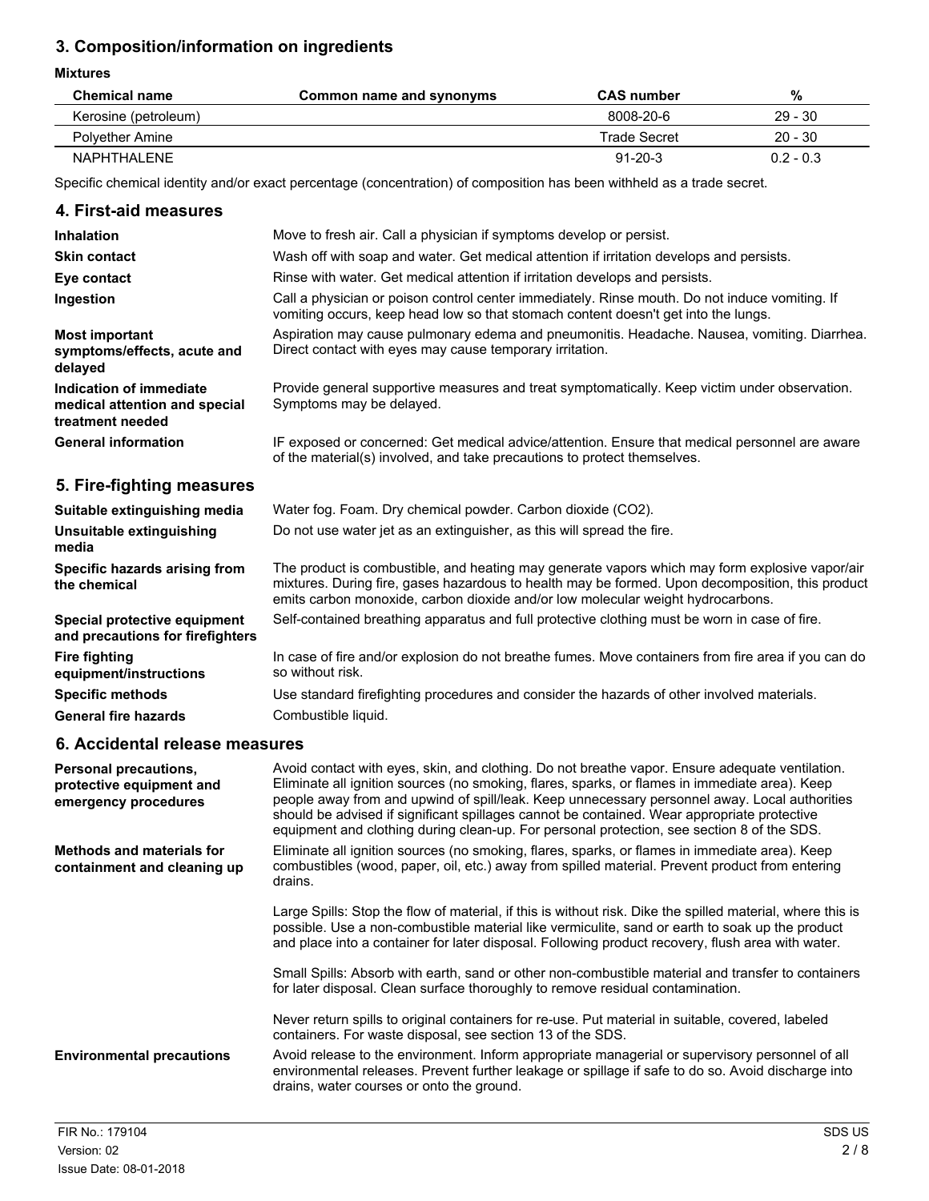## 3. Composition/information on ingredients

**Mixtures**

| Chemical name | Common name and synonyms | CAS number | % |
|---|---|---|---|
| Kerosine (petroleum) | | 8008-20-6 | 29 - 30 |
| Polyether Amine | | Trade Secret | 20 - 30 |
| NAPHTHALENE | | 91-20-3 | 0.2 - 0.3 |

Specific chemical identity and/or exact percentage (concentration) of composition has been withheld as a trade secret.

## 4. First-aid measures

**Inhalation**
Move to fresh air. Call a physician if symptoms develop or persist.

**Skin contact**
Wash off with soap and water. Get medical attention if irritation develops and persists.

**Eye contact**
Rinse with water. Get medical attention if irritation develops and persists.

**Ingestion**
Call a physician or poison control center immediately. Rinse mouth. Do not induce vomiting. If vomiting occurs, keep head low so that stomach content doesn't get into the lungs.

**Most important symptoms/effects, acute and delayed**
Aspiration may cause pulmonary edema and pneumonitis. Headache. Nausea, vomiting. Diarrhea. Direct contact with eyes may cause temporary irritation.

**Indication of immediate medical attention and special treatment needed**
Provide general supportive measures and treat symptomatically. Keep victim under observation. Symptoms may be delayed.

**General information**
IF exposed or concerned: Get medical advice/attention. Ensure that medical personnel are aware of the material(s) involved, and take precautions to protect themselves.

## 5. Fire-fighting measures

**Suitable extinguishing media**
Water fog. Foam. Dry chemical powder. Carbon dioxide ($CO_2$).

**Unsuitable extinguishing media**
Do not use water jet as an extinguisher, as this will spread the fire.

**Specific hazards arising from the chemical**
The product is combustible, and heating may generate vapors which may form explosive vapor/air mixtures. During fire, gases hazardous to health may be formed. Upon decomposition, this product emits carbon monoxide, carbon dioxide and/or low molecular weight hydrocarbons.

**Special protective equipment and precautions for firefighters**
Self-contained breathing apparatus and full protective clothing must be worn in case of fire.

**Fire fighting equipment/instructions**
In case of fire and/or explosion do not breathe fumes. Move containers from fire area if you can do so without risk.

**Specific methods**
Use standard firefighting procedures and consider the hazards of other involved materials.

**General fire hazards**
Combustible liquid.

## 6. Accidental release measures

**Personal precautions, protective equipment and emergency procedures**
Avoid contact with eyes, skin, and clothing. Do not breathe vapor. Ensure adequate ventilation. Eliminate all ignition sources (no smoking, flares, sparks, or flames in immediate area). Keep people away from and upwind of spill/leak. Keep unnecessary personnel away. Local authorities should be advised if significant spillages cannot be contained. Wear appropriate protective equipment and clothing during clean-up. For personal protection, see section 8 of the SDS.

**Methods and materials for containment and cleaning up**
Eliminate all ignition sources (no smoking, flares, sparks, or flames in immediate area). Keep combustibles (wood, paper, oil, etc.) away from spilled material. Prevent product from entering drains.

Large Spills: Stop the flow of material, if this is without risk. Dike the spilled material, where this is possible. Use a non-combustible material like vermiculite, sand or earth to soak up the product and place into a container for later disposal. Following product recovery, flush area with water.

Small Spills: Absorb with earth, sand or other non-combustible material and transfer to containers for later disposal. Clean surface thoroughly to remove residual contamination.

Never return spills to original containers for re-use. Put material in suitable, covered, labeled containers. For waste disposal, see section 13 of the SDS.

**Environmental precautions**
Avoid release to the environment. Inform appropriate managerial or supervisory personnel of all environmental releases. Prevent further leakage or spillage if safe to do so. Avoid discharge into drains, water courses or onto the ground.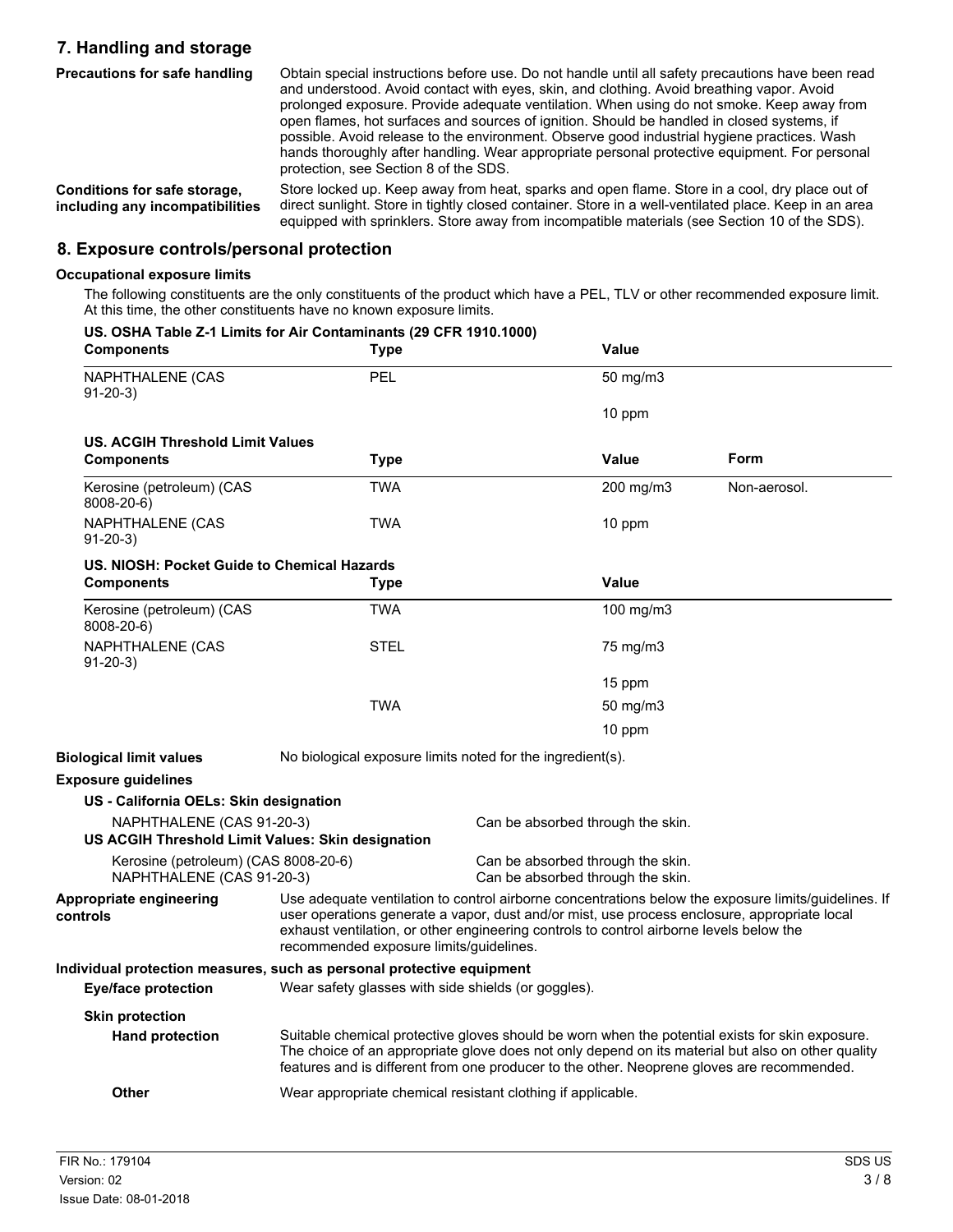## 7. Handling and storage

**Precautions for safe handling**

Obtain special instructions before use. Do not handle until all safety precautions have been read and understood. Avoid contact with eyes, skin, and clothing. Avoid breathing vapor. Avoid prolonged exposure. Provide adequate ventilation. When using do not smoke. Keep away from open flames, hot surfaces and sources of ignition. Should be handled in closed systems, if possible. Avoid release to the environment. Observe good industrial hygiene practices. Wash hands thoroughly after handling. Wear appropriate personal protective equipment. For personal protection, see Section 8 of the SDS.

**Conditions for safe storage, including any incompatibilities**

Store locked up. Keep away from heat, sparks and open flame. Store in a cool, dry place out of direct sunlight. Store in tightly closed container. Store in a well-ventilated place. Keep in an area equipped with sprinklers. Store away from incompatible materials (see Section 10 of the SDS).

## 8. Exposure controls/personal protection

### Occupational exposure limits

The following constituents are the only constituents of the product which have a PEL, TLV or other recommended exposure limit. At this time, the other constituents have no known exposure limits.

**US. OSHA Table Z-1 Limits for Air Contaminants (29 CFR 1910.1000)**

| Components | Type | Value |
|---|---|---|
| NAPHTHALENE (CAS 91-20-3) | PEL | 50 mg/m3 |
| | | 10 ppm |

**US. ACGIH Threshold Limit Values**

| Components | Type | Value | Form |
|---|---|---|---|
| Kerosine (petroleum) (CAS 8008-20-6) | TWA | 200 mg/m3 | Non-aerosol. |
| NAPHTHALENE (CAS 91-20-3) | TWA | 10 ppm | |

**US. NIOSH: Pocket Guide to Chemical Hazards**

| Components | Type | Value |
|---|---|---|
| Kerosine (petroleum) (CAS 8008-20-6) | TWA | 100 mg/m3 |
| NAPHTHALENE (CAS 91-20-3) | STEL | 75 mg/m3 |
| | | 15 ppm |
| | TWA | 50 mg/m3 |
| | | 10 ppm |

**Biological limit values**

No biological exposure limits noted for the ingredient(s).

**Exposure guidelines**

**US - California OELs: Skin designation**

| | |
|---|---|
| NAPHTHALENE (CAS 91-20-3) | Can be absorbed through the skin. |

**US ACGIH Threshold Limit Values: Skin designation**

| | |
|---|---|
| Kerosine (petroleum) (CAS 8008-20-6) | Can be absorbed through the skin. |
| NAPHTHALENE (CAS 91-20-3) | Can be absorbed through the skin. |

**Appropriate engineering controls**

Use adequate ventilation to control airborne concentrations below the exposure limits/guidelines. If user operations generate a vapor, dust and/or mist, use process enclosure, appropriate local exhaust ventilation, or other engineering controls to control airborne levels below the recommended exposure limits/guidelines.

**Individual protection measures, such as personal protective equipment**

**Eye/face protection**

Wear safety glasses with side shields (or goggles).

**Skin protection**

**Hand protection**

Suitable chemical protective gloves should be worn when the potential exists for skin exposure. The choice of an appropriate glove does not only depend on its material but also on other quality features and is different from one producer to the other. Neoprene gloves are recommended.

**Other**

Wear appropriate chemical resistant clothing if applicable.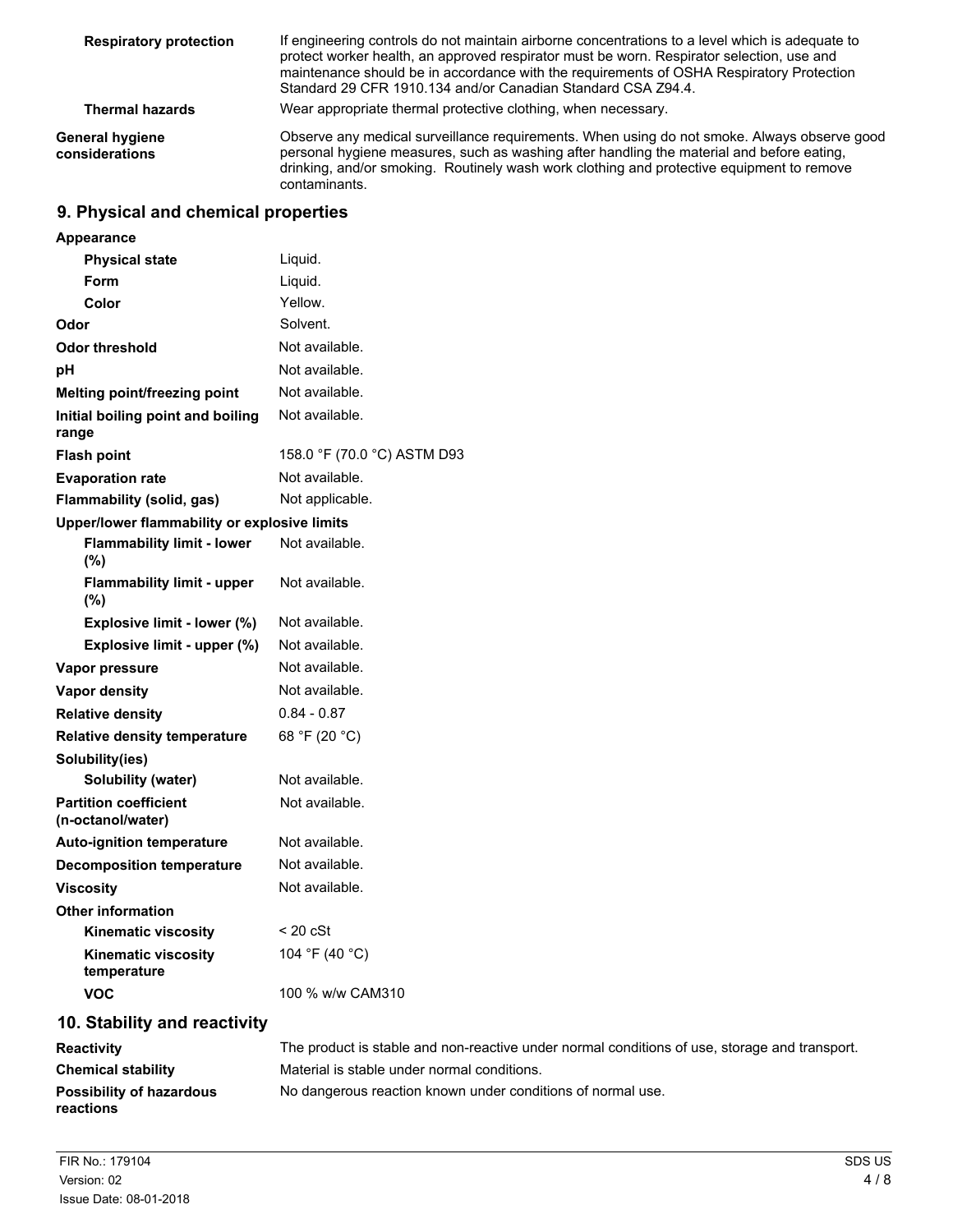| | |
|---|---|
| **Respiratory protection** | If engineering controls do not maintain airborne concentrations to a level which is adequate to protect worker health, an approved respirator must be worn. Respirator selection, use and maintenance should be in accordance with the requirements of OSHA Respiratory Protection Standard 29 CFR 1910.134 and/or Canadian Standard CSA Z94.4. |
| **Thermal hazards** | Wear appropriate thermal protective clothing, when necessary. |
| **General hygiene considerations** | Observe any medical surveillance requirements. When using do not smoke. Always observe good personal hygiene measures, such as washing after handling the material and before eating, drinking, and/or smoking. Routinely wash work clothing and protective equipment to remove contaminants. |

## 9. Physical and chemical properties

| | |
|---|---|
| **Appearance** | |
| **Physical state** | Liquid. |
| **Form** | Liquid. |
| **Color** | Yellow. |
| **Odor** | Solvent. |
| **Odor threshold** | Not available. |
| **pH** | Not available. |
| **Melting point/freezing point** | Not available. |
| **Initial boiling point and boiling range** | Not available. |
| **Flash point** | 158.0 °F (70.0 °C) ASTM D93 |
| **Evaporation rate** | Not available. |
| **Flammability (solid, gas)** | Not applicable. |
| **Upper/lower flammability or explosive limits** | |
| **Flammability limit - lower (%)** | Not available. |
| **Flammability limit - upper (%)** | Not available. |
| **Explosive limit - lower (%)** | Not available. |
| **Explosive limit - upper (%)** | Not available. |
| **Vapor pressure** | Not available. |
| **Vapor density** | Not available. |
| **Relative density** | 0.84 - 0.87 |
| **Relative density temperature** | 68 °F (20 °C) |
| **Solubility(ies)** | |
| **Solubility (water)** | Not available. |
| **Partition coefficient (n-octanol/water)** | Not available. |
| **Auto-ignition temperature** | Not available. |
| **Decomposition temperature** | Not available. |
| **Viscosity** | Not available. |
| **Other information** | |
| **Kinematic viscosity** | < 20 cSt |
| **Kinematic viscosity temperature** | 104 °F (40 °C) |
| **VOC** | 100 % w/w CAM310 |

## 10. Stability and reactivity

| | |
|---|---|
| **Reactivity** | The product is stable and non-reactive under normal conditions of use, storage and transport. |
| **Chemical stability** | Material is stable under normal conditions. |
| **Possibility of hazardous reactions** | No dangerous reaction known under conditions of normal use. |

FIR No.: 179104
Version: 02
Issue Date: 08-01-2018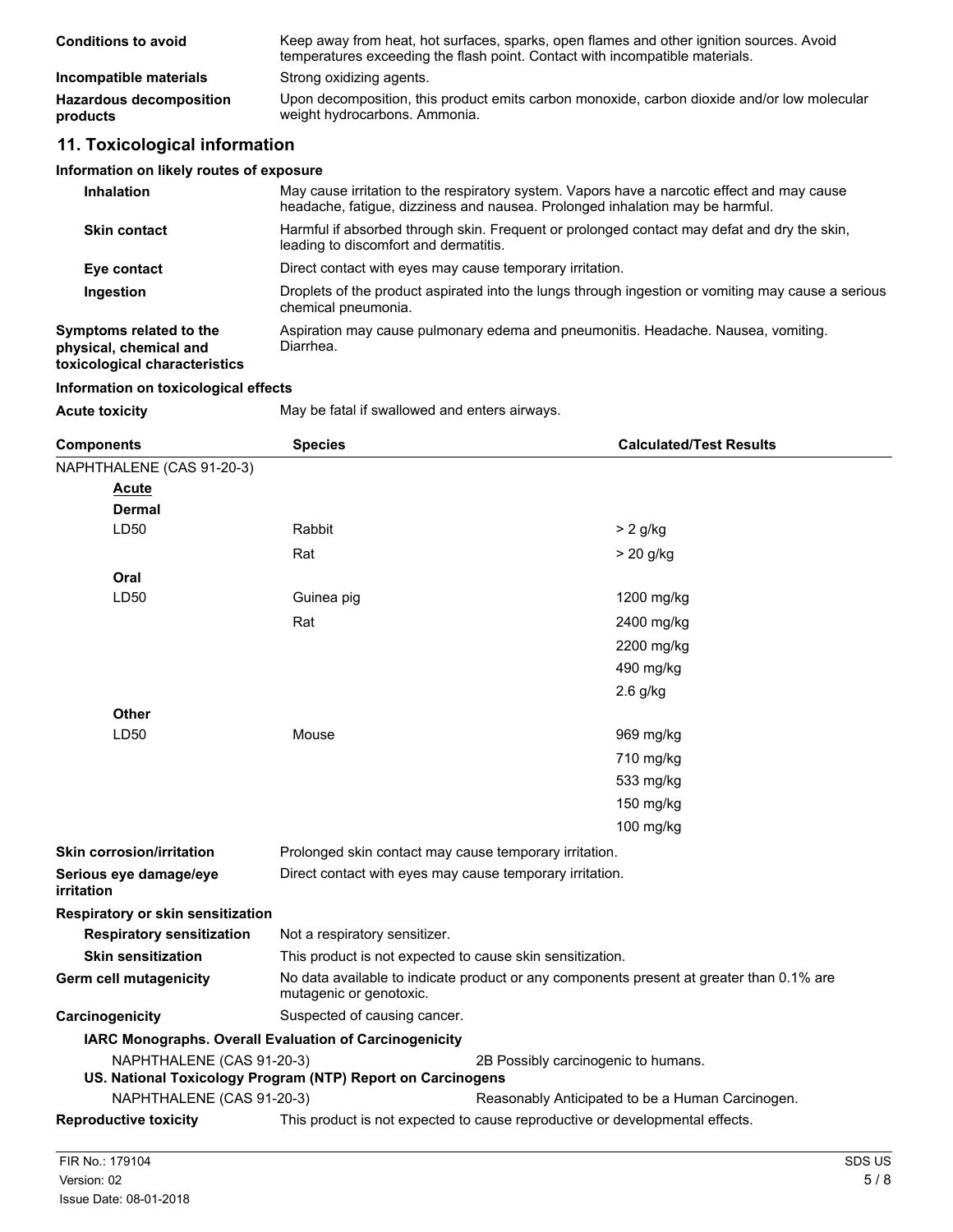| | |
|---|---|
| **Conditions to avoid** | Keep away from heat, hot surfaces, sparks, open flames and other ignition sources. Avoid temperatures exceeding the flash point. Contact with incompatible materials. |
| **Incompatible materials** | Strong oxidizing agents. |
| **Hazardous decomposition products** | Upon decomposition, this product emits carbon monoxide, carbon dioxide and/or low molecular weight hydrocarbons. Ammonia. |

## 11. Toxicological information

### Information on likely routes of exposure

| | |
|---|---|
| **Inhalation** | May cause irritation to the respiratory system. Vapors have a narcotic effect and may cause headache, fatigue, dizziness and nausea. Prolonged inhalation may be harmful. |
| **Skin contact** | Harmful if absorbed through skin. Frequent or prolonged contact may defat and dry the skin, leading to discomfort and dermatitis. |
| **Eye contact** | Direct contact with eyes may cause temporary irritation. |
| **Ingestion** | Droplets of the product aspirated into the lungs through ingestion or vomiting may cause a serious chemical pneumonia. |
| **Symptoms related to the physical, chemical and toxicological characteristics** | Aspiration may cause pulmonary edema and pneumonitis. Headache. Nausea, vomiting. Diarrhea. |

### Information on toxicological effects

**Acute toxicity** May be fatal if swallowed and enters airways.

| Components | Species | Calculated/Test Results |
|---|---|---|
| NAPHTHALENE (CAS 91-20-3) | | |
| **Acute** | | |
| **Dermal** | | |
| LD50 | Rabbit | > 2 g/kg |
| | Rat | > 20 g/kg |
| **Oral** | | |
| LD50 | Guinea pig | 1200 mg/kg |
| | Rat | 2400 mg/kg |
| | | 2200 mg/kg |
| | | 490 mg/kg |
| | | 2.6 g/kg |
| **Other** | | |
| LD50 | Mouse | 969 mg/kg |
| | | 710 mg/kg |
| | | 533 mg/kg |
| | | 150 mg/kg |
| | | 100 mg/kg |

| | |
|---|---|
| **Skin corrosion/irritation** | Prolonged skin contact may cause temporary irritation. |
| **Serious eye damage/eye irritation** | Direct contact with eyes may cause temporary irritation. |
| **Respiratory or skin sensitization** | |
| **Respiratory sensitization** | Not a respiratory sensitizer. |
| **Skin sensitization** | This product is not expected to cause skin sensitization. |
| **Germ cell mutagenicity** | No data available to indicate product or any components present at greater than 0.1% are mutagenic or genotoxic. |
| **Carcinogenicity** | Suspected of causing cancer. |

**IARC Monographs. Overall Evaluation of Carcinogenicity**

NAPHTHALENE (CAS 91-20-3) 2B Possibly carcinogenic to humans.

**US. National Toxicology Program (NTP) Report on Carcinogens**

NAPHTHALENE (CAS 91-20-3) Reasonably Anticipated to be a Human Carcinogen.

**Reproductive toxicity** This product is not expected to cause reproductive or developmental effects.

FIR No.: 179104
Version: 02
Issue Date: 08-01-2018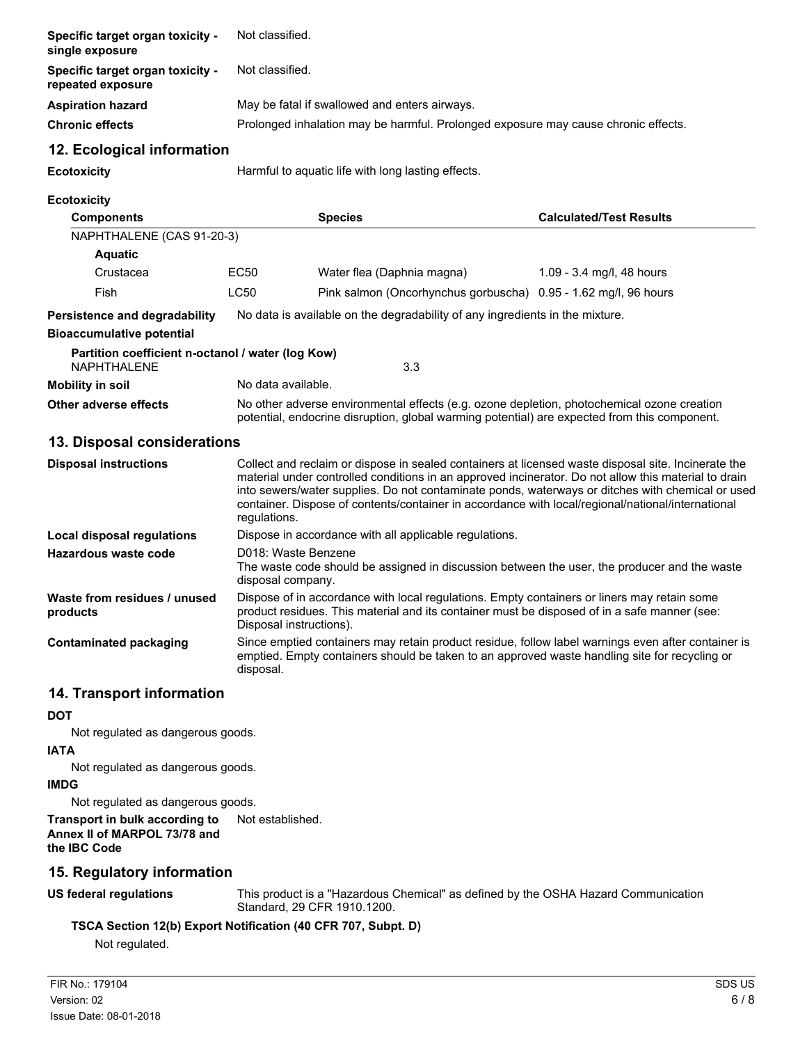| | |
|---|---|
| **Specific target organ toxicity - single exposure** | Not classified. |
| **Specific target organ toxicity - repeated exposure** | Not classified. |
| **Aspiration hazard** | May be fatal if swallowed and enters airways. |
| **Chronic effects** | Prolonged inhalation may be harmful. Prolonged exposure may cause chronic effects. |

## 12. Ecological information

**Ecotoxicity** Harmful to aquatic life with long lasting effects.

**Ecotoxicity**

| Components | | Species | Calculated/Test Results |
|---|---|---|---|
| NAPHTHALENE (CAS 91-20-3) | | | |
| **Aquatic** | | | |
| Crustacea | EC50 | Water flea (Daphnia magna) | 1.09 - 3.4 mg/l, 48 hours |
| Fish | LC50 | Pink salmon (Oncorhynchus gorbuscha) | 0.95 - 1.62 mg/l, 96 hours |

**Persistence and degradability** No data is available on the degradability of any ingredients in the mixture.

**Bioaccumulative potential**

**Partition coefficient n-octanol / water (log Kow)**
NAPHTHALENE 3.3

**Mobility in soil** No data available.

**Other adverse effects** No other adverse environmental effects (e.g. ozone depletion, photochemical ozone creation potential, endocrine disruption, global warming potential) are expected from this component.

## 13. Disposal considerations

**Disposal instructions** Collect and reclaim or dispose in sealed containers at licensed waste disposal site. Incinerate the material under controlled conditions in an approved incinerator. Do not allow this material to drain into sewers/water supplies. Do not contaminate ponds, waterways or ditches with chemical or used container. Dispose of contents/container in accordance with local/regional/national/international regulations.

**Local disposal regulations** Dispose in accordance with all applicable regulations.

**Hazardous waste code** D018: Waste Benzene
The waste code should be assigned in discussion between the user, the producer and the waste disposal company.

**Waste from residues / unused products** Dispose of in accordance with local regulations. Empty containers or liners may retain some product residues. This material and its container must be disposed of in a safe manner (see: Disposal instructions).

**Contaminated packaging** Since emptied containers may retain product residue, follow label warnings even after container is emptied. Empty containers should be taken to an approved waste handling site for recycling or disposal.

## 14. Transport information

**DOT**

Not regulated as dangerous goods.

**IATA**

Not regulated as dangerous goods.

**IMDG**

Not regulated as dangerous goods.

**Transport in bulk according to Annex II of MARPOL 73/78 and the IBC Code** Not established.

## 15. Regulatory information

**US federal regulations** This product is a "Hazardous Chemical" as defined by the OSHA Hazard Communication Standard, 29 CFR 1910.1200.

**TSCA Section 12(b) Export Notification (40 CFR 707, Subpt. D)**

Not regulated.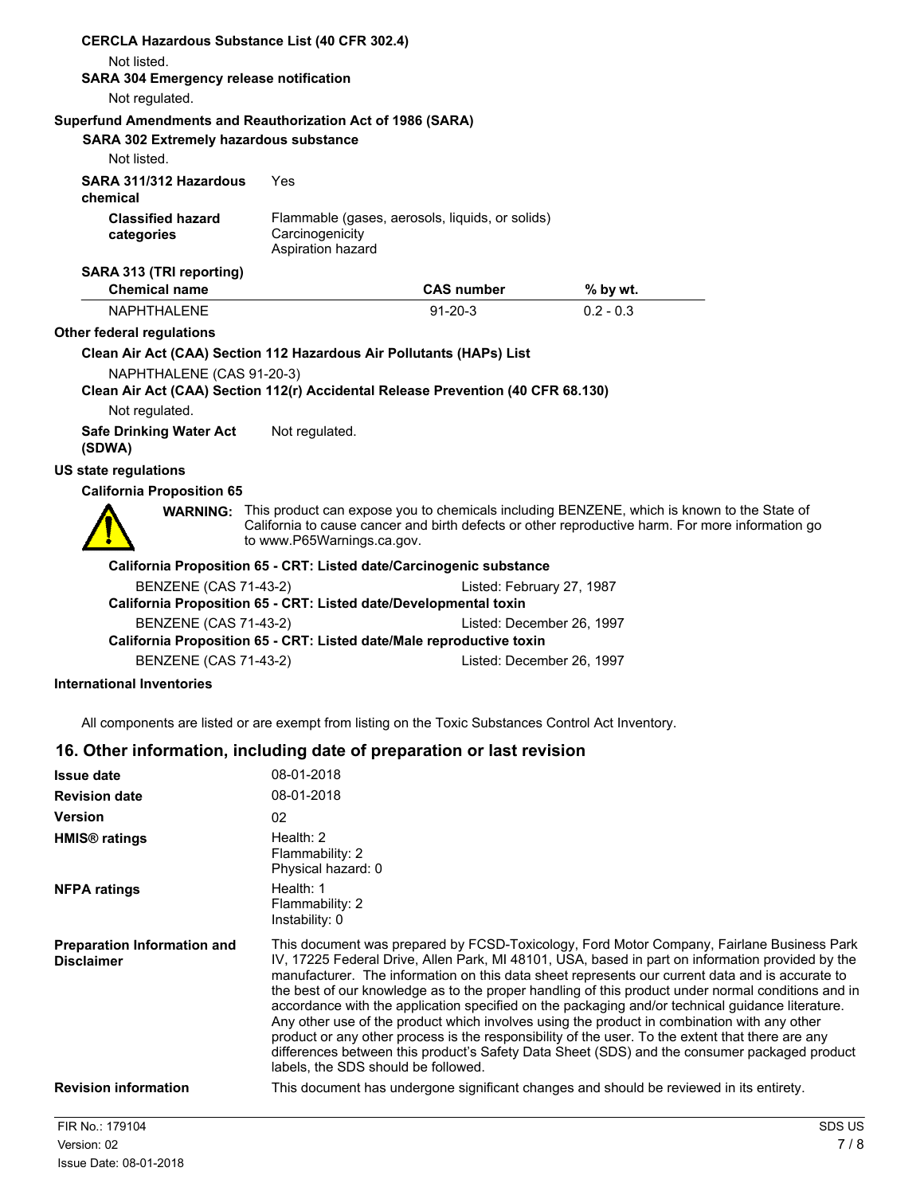**CERCLA Hazardous Substance List (40 CFR 302.4)**

Not listed.

**SARA 304 Emergency release notification**

Not regulated.

**Superfund Amendments and Reauthorization Act of 1986 (SARA)**

**SARA 302 Extremely hazardous substance**

Not listed.

**SARA 311/312 Hazardous chemical** Yes

**Classified hazard categories** Flammable (gases, aerosols, liquids, or solids)
Carcinogenicity
Aspiration hazard

**SARA 313 (TRI reporting)**

| Chemical name | CAS number | % by wt. |
|---|---|---|
| NAPHTHALENE | 91-20-3 | 0.2 - 0.3 |

**Other federal regulations**

**Clean Air Act (CAA) Section 112 Hazardous Air Pollutants (HAPs) List**

NAPHTHALENE (CAS 91-20-3)

**Clean Air Act (CAA) Section 112(r) Accidental Release Prevention (40 CFR 68.130)**

Not regulated.

**Safe Drinking Water Act (SDWA)** Not regulated.

**US state regulations**

**California Proposition 65**

**WARNING:** This product can expose you to chemicals including BENZENE, which is known to the State of California to cause cancer and birth defects or other reproductive harm. For more information go to www.P65Warnings.ca.gov.

**California Proposition 65 - CRT: Listed date/Carcinogenic substance**

BENZENE (CAS 71-43-2) Listed: February 27, 1987

**California Proposition 65 - CRT: Listed date/Developmental toxin**

BENZENE (CAS 71-43-2) Listed: December 26, 1997

**California Proposition 65 - CRT: Listed date/Male reproductive toxin**

BENZENE (CAS 71-43-2) Listed: December 26, 1997

**International Inventories**

All components are listed or are exempt from listing on the Toxic Substances Control Act Inventory.

## 16. Other information, including date of preparation or last revision

**Issue date** 08-01-2018

**Revision date** 08-01-2018

**Version** 02

**HMIS® ratings** Health: 2
Flammability: 2
Physical hazard: 0

**NFPA ratings** Health: 1
Flammability: 2
Instability: 0

**Preparation Information and Disclaimer** This document was prepared by FCSD-Toxicology, Ford Motor Company, Fairlane Business Park IV, 17225 Federal Drive, Allen Park, MI 48101, USA, based in part on information provided by the manufacturer. The information on this data sheet represents our current data and is accurate to the best of our knowledge as to the proper handling of this product under normal conditions and in accordance with the application specified on the packaging and/or technical guidance literature. Any other use of the product which involves using the product in combination with any other product or any other process is the responsibility of the user. To the extent that there are any differences between this product's Safety Data Sheet (SDS) and the consumer packaged product labels, the SDS should be followed.

**Revision information** This document has undergone significant changes and should be reviewed in its entirety.

FIR No.: 179104
Version: 02
Issue Date: 08-01-2018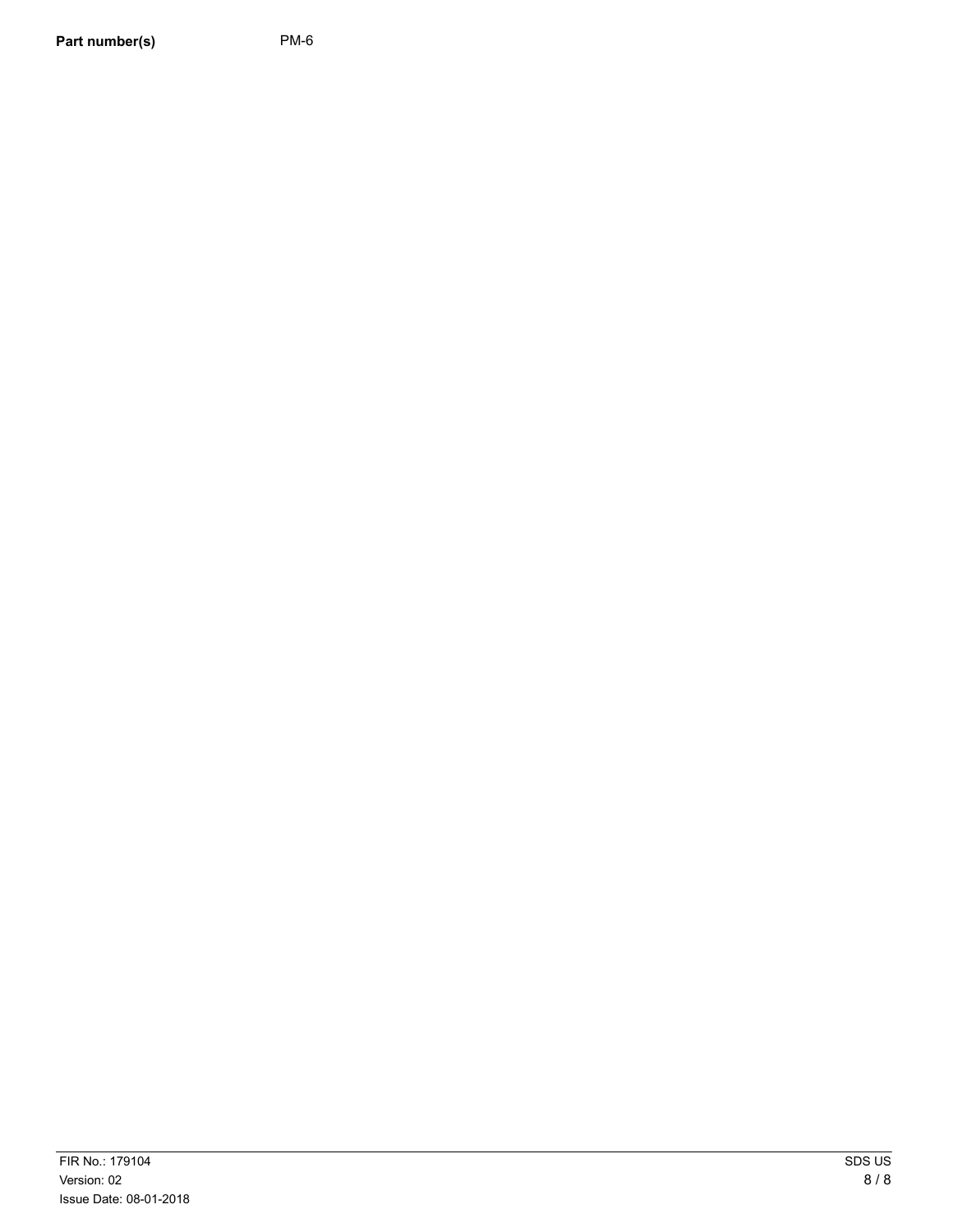**Part number(s)** PM-6